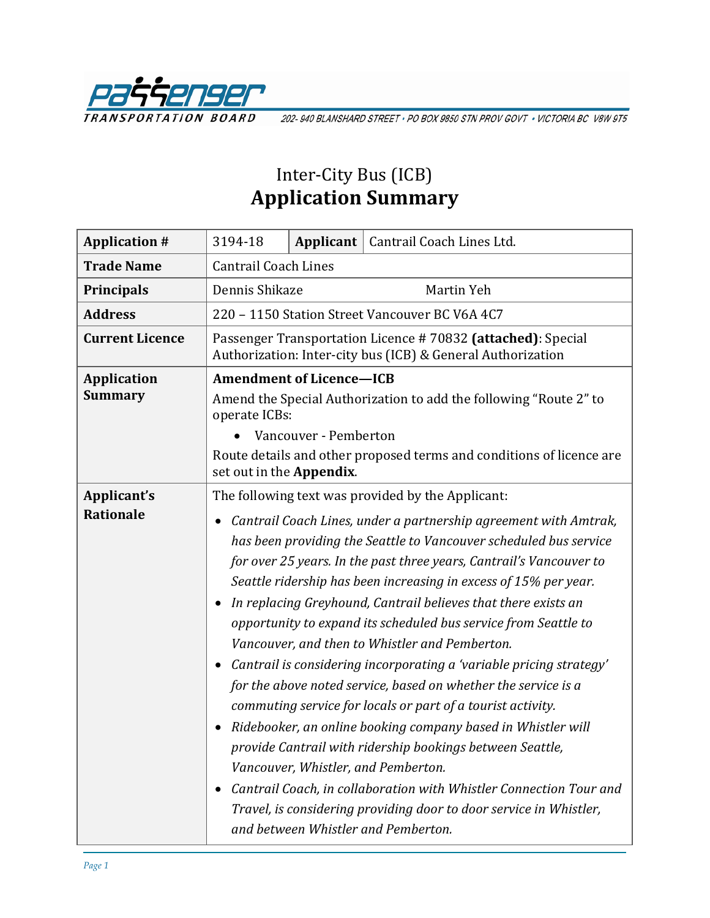PASSENGER TRANSPORTATION BOARD 202- 940 BLANSHARD STREET • PO BOX 9850 STN PROV GOVT • VICTORIA BC V8W 9T5

# Inter-City Bus (ICB)
# Application Summary

| | | | |
|---|---|---|---|
| **Application #** | 3194-18 | **Applicant** | Cantrail Coach Lines Ltd. |
| **Trade Name** | Cantrail Coach Lines | | |
| **Principals** | Dennis Shikaze Martin Yeh | | |
| **Address** | 220 – 1150 Station Street Vancouver BC V6A 4C7 | | |
| **Current Licence** | Passenger Transportation Licence # 70832 **(attached)**: Special Authorization: Inter-city bus (ICB) & General Authorization | | |
| **Application Summary** | **Amendment of Licence—ICB**<br>Amend the Special Authorization to add the following “Route 2” to operate ICBs:<br>• Vancouver - Pemberton<br>Route details and other proposed terms and conditions of licence are set out in the **Appendix**. | | |
| **Applicant’s Rationale** | The following text was provided by the Applicant:<br>• *Cantrail Coach Lines, under a partnership agreement with Amtrak, has been providing the Seattle to Vancouver scheduled bus service for over 25 years. In the past three years, Cantrail’s Vancouver to Seattle ridership has been increasing in excess of 15% per year.*<br>• *In replacing Greyhound, Cantrail believes that there exists an opportunity to expand its scheduled bus service from Seattle to Vancouver, and then to Whistler and Pemberton.*<br>• *Cantrail is considering incorporating a ‘variable pricing strategy’ for the above noted service, based on whether the service is a commuting service for locals or part of a tourist activity.*<br>• *Ridebooker, an online booking company based in Whistler will provide Cantrail with ridership bookings between Seattle, Vancouver, Whistler, and Pemberton.*<br>• *Cantrail Coach, in collaboration with Whistler Connection Tour and Travel, is considering providing door to door service in Whistler, and between Whistler and Pemberton.* | | |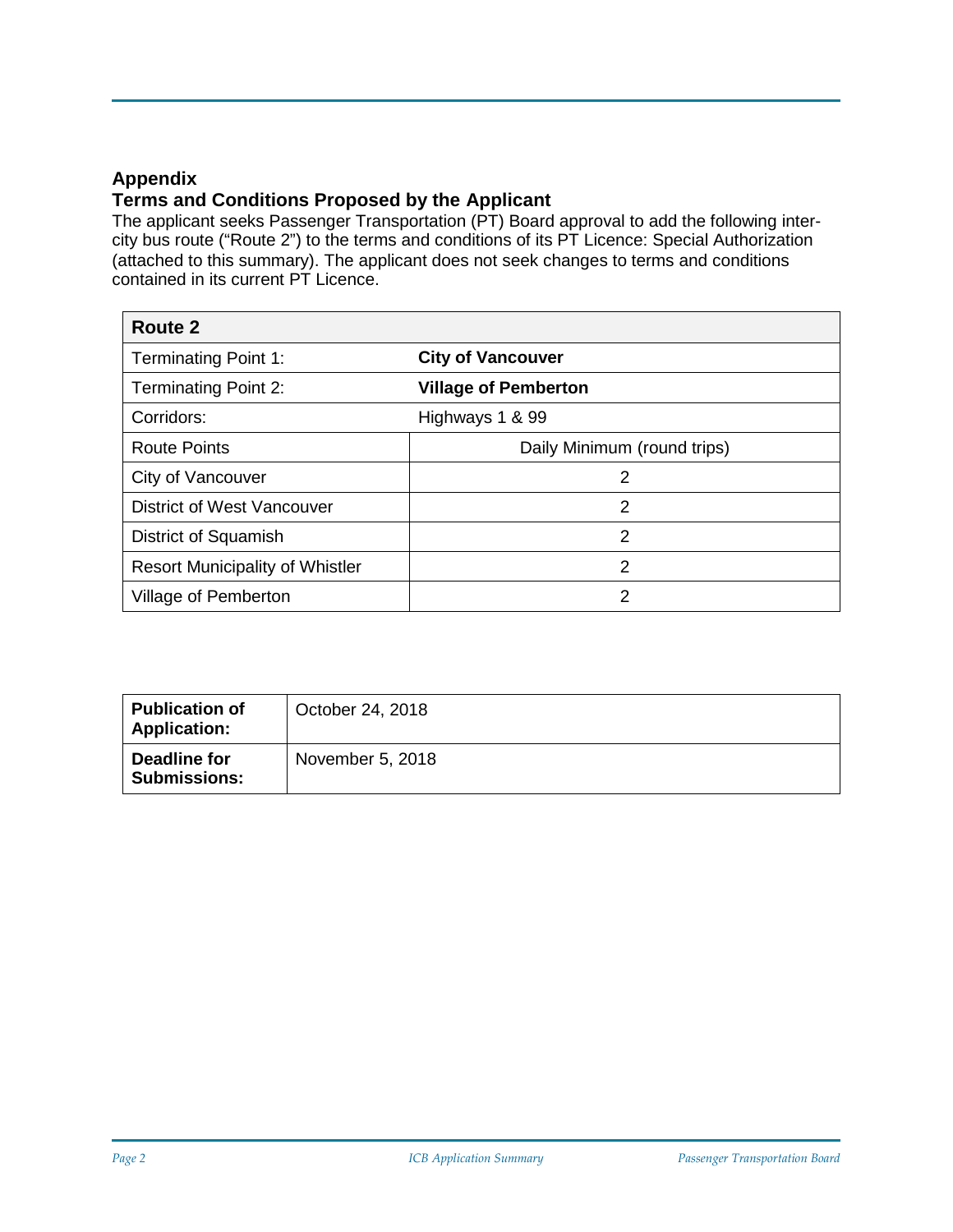## Appendix

## Terms and Conditions Proposed by the Applicant

The applicant seeks Passenger Transportation (PT) Board approval to add the following inter-city bus route ("Route 2") to the terms and conditions of its PT Licence: Special Authorization (attached to this summary). The applicant does not seek changes to terms and conditions contained in its current PT Licence.

| **Route 2** | |
|---|---|
| Terminating Point 1: | **City of Vancouver** |
| Terminating Point 2: | **Village of Pemberton** |
| Corridors: | Highways 1 & 99 |
| Route Points | Daily Minimum (round trips) |
| City of Vancouver | 2 |
| District of West Vancouver | 2 |
| District of Squamish | 2 |
| Resort Municipality of Whistler | 2 |
| Village of Pemberton | 2 |

| | |
|---|---|
| **Publication of Application:** | October 24, 2018 |
| **Deadline for Submissions:** | November 5, 2018 |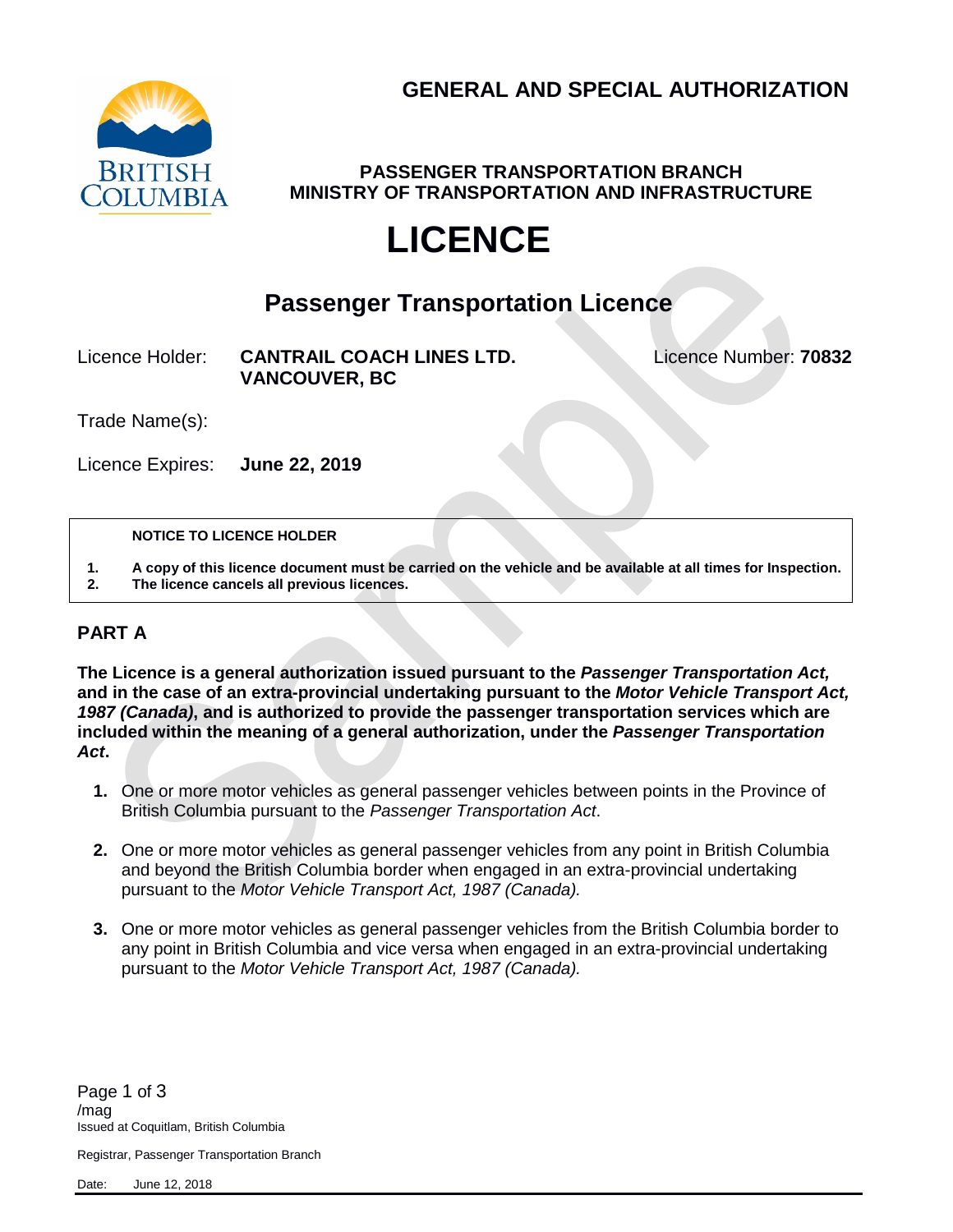# GENERAL AND SPECIAL AUTHORIZATION

**PASSENGER TRANSPORTATION BRANCH**
**MINISTRY OF TRANSPORTATION AND INFRASTRUCTURE**

# LICENCE

## Passenger Transportation Licence

Licence Holder: **CANTRAIL COACH LINES LTD.**
**VANCOUVER, BC**

Licence Number: **70832**

Trade Name(s):

Licence Expires: **June 22, 2019**

**NOTICE TO LICENCE HOLDER**

1. **A copy of this licence document must be carried on the vehicle and be available at all times for Inspection.**
2. **The licence cancels all previous licences.**

## PART A

**The Licence is a general authorization issued pursuant to the *Passenger Transportation Act*, and in the case of an extra-provincial undertaking pursuant to the *Motor Vehicle Transport Act, 1987 (Canada)*, and is authorized to provide the passenger transportation services which are included within the meaning of a general authorization, under the *Passenger Transportation Act*.**

1. One or more motor vehicles as general passenger vehicles between points in the Province of British Columbia pursuant to the *Passenger Transportation Act*.
2. One or more motor vehicles as general passenger vehicles from any point in British Columbia and beyond the British Columbia border when engaged in an extra-provincial undertaking pursuant to the *Motor Vehicle Transport Act, 1987 (Canada).*
3. One or more motor vehicles as general passenger vehicles from the British Columbia border to any point in British Columbia and vice versa when engaged in an extra-provincial undertaking pursuant to the *Motor Vehicle Transport Act, 1987 (Canada).*

/mag
Issued at Coquitlam, British Columbia

Registrar, Passenger Transportation Branch

Date: June 12, 2018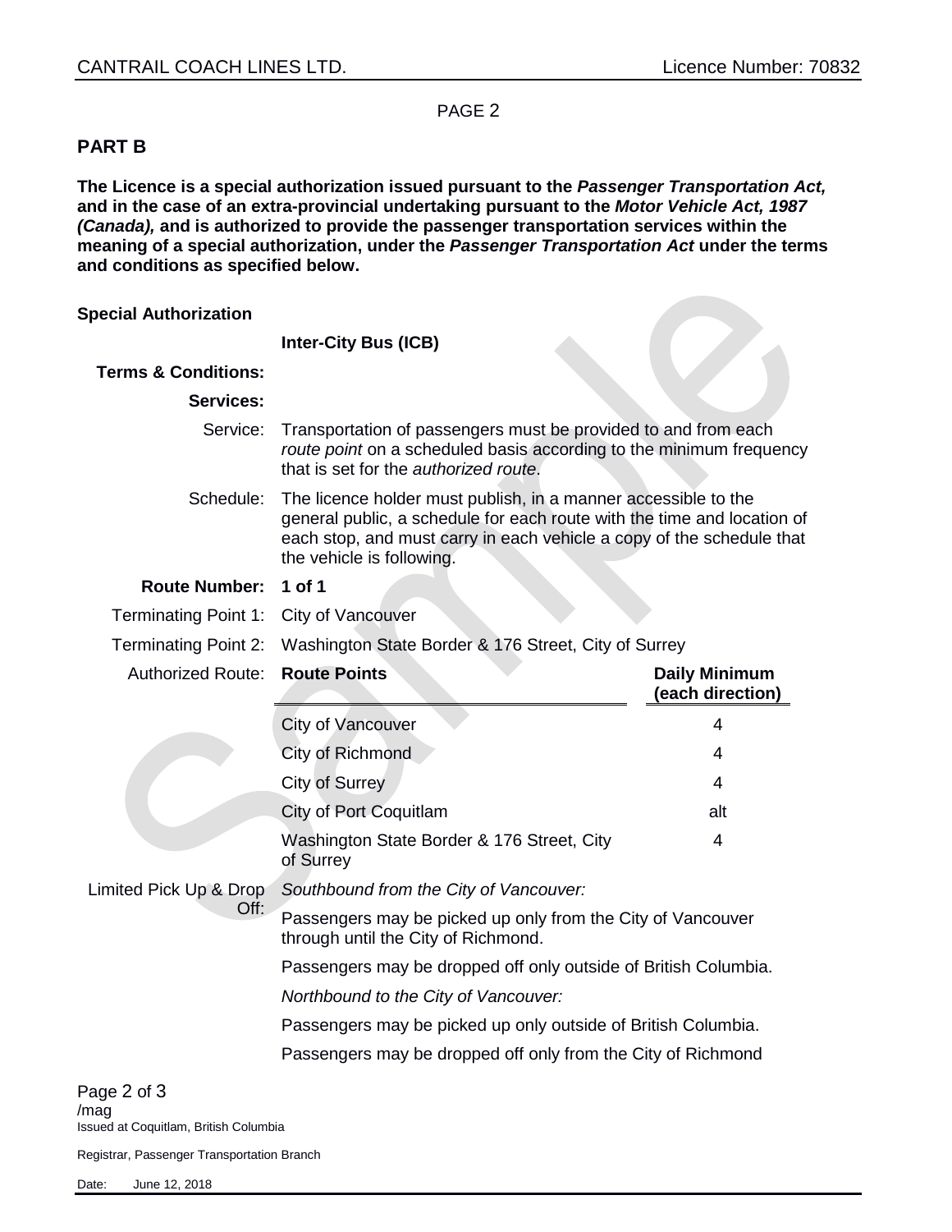## PART B

**The Licence is a special authorization issued pursuant to the *Passenger Transportation Act,* and in the case of an extra-provincial undertaking pursuant to the *Motor Vehicle Act, 1987 (Canada),* and is authorized to provide the passenger transportation services within the meaning of a special authorization, under the *Passenger Transportation Act* under the terms and conditions as specified below.**

**Special Authorization**

**Inter-City Bus (ICB)**

**Terms & Conditions:**

**Services:**

Service: Transportation of passengers must be provided to and from each *route point* on a scheduled basis according to the minimum frequency that is set for the *authorized route*.

Schedule: The licence holder must publish, in a manner accessible to the general public, a schedule for each route with the time and location of each stop, and must carry in each vehicle a copy of the schedule that the vehicle is following.

**Route Number: 1 of 1**

Terminating Point 1: City of Vancouver

Terminating Point 2: Washington State Border & 176 Street, City of Surrey

Authorized Route:

| Route Points | Daily Minimum (each direction) |
|---|---|
| City of Vancouver | 4 |
| City of Richmond | 4 |
| City of Surrey | 4 |
| City of Port Coquitlam | alt |
| Washington State Border & 176 Street, City of Surrey | 4 |

Limited Pick Up & Drop Off:

*Southbound from the City of Vancouver:*

Passengers may be picked up only from the City of Vancouver through until the City of Richmond.

Passengers may be dropped off only outside of British Columbia.

*Northbound to the City of Vancouver:*

Passengers may be picked up only outside of British Columbia.

Passengers may be dropped off only from the City of Richmond

/mag
Issued at Coquitlam, British Columbia

Registrar, Passenger Transportation Branch

Date: June 12, 2018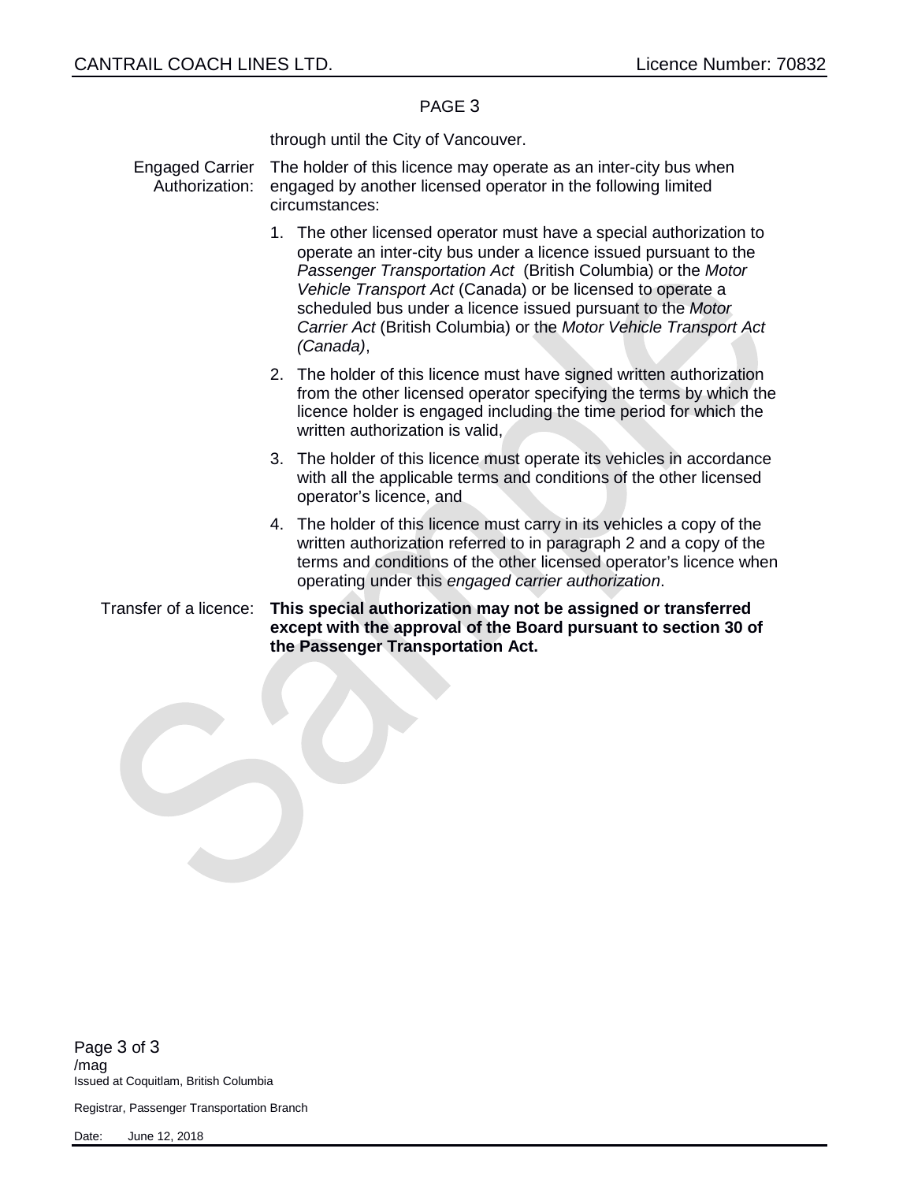through until the City of Vancouver.

Engaged Carrier Authorization: The holder of this licence may operate as an inter-city bus when engaged by another licensed operator in the following limited circumstances:

1. The other licensed operator must have a special authorization to operate an inter-city bus under a licence issued pursuant to the *Passenger Transportation Act* (British Columbia) or the *Motor Vehicle Transport Act* (Canada) or be licensed to operate a scheduled bus under a licence issued pursuant to the *Motor Carrier Act* (British Columbia) or the *Motor Vehicle Transport Act (Canada)*,
2. The holder of this licence must have signed written authorization from the other licensed operator specifying the terms by which the licence holder is engaged including the time period for which the written authorization is valid,
3. The holder of this licence must operate its vehicles in accordance with all the applicable terms and conditions of the other licensed operator's licence, and
4. The holder of this licence must carry in its vehicles a copy of the written authorization referred to in paragraph 2 and a copy of the terms and conditions of the other licensed operator's licence when operating under this *engaged carrier authorization*.

Transfer of a licence: **This special authorization may not be assigned or transferred except with the approval of the Board pursuant to section 30 of the Passenger Transportation Act.**

/mag
Issued at Coquitlam, British Columbia

Registrar, Passenger Transportation Branch

Date: June 12, 2018